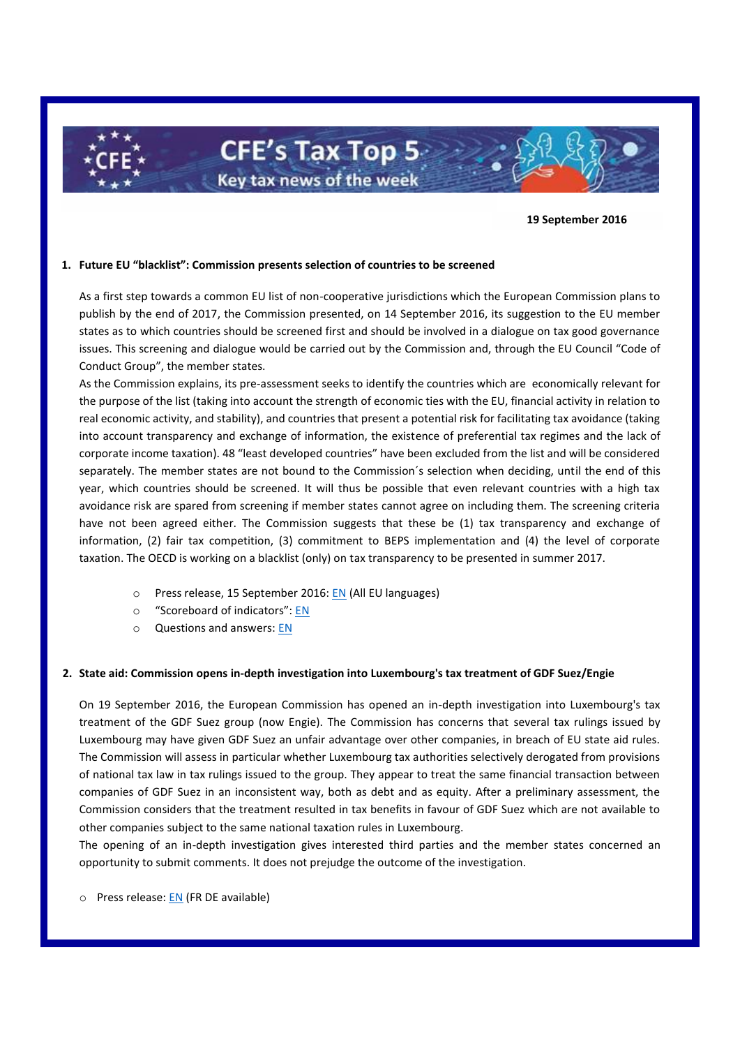# CFE's Tax Top 5
## Key tax news of the week

**19 September 2016**

**1. Future EU "blacklist": Commission presents selection of countries to be screened**

As a first step towards a common EU list of non-cooperative jurisdictions which the European Commission plans to publish by the end of 2017, the Commission presented, on 14 September 2016, its suggestion to the EU member states as to which countries should be screened first and should be involved in a dialogue on tax good governance issues. This screening and dialogue would be carried out by the Commission and, through the EU Council "Code of Conduct Group", the member states.

As the Commission explains, its pre-assessment seeks to identify the countries which are economically relevant for the purpose of the list (taking into account the strength of economic ties with the EU, financial activity in relation to real economic activity, and stability), and countries that present a potential risk for facilitating tax avoidance (taking into account transparency and exchange of information, the existence of preferential tax regimes and the lack of corporate income taxation). 48 "least developed countries" have been excluded from the list and will be considered separately. The member states are not bound to the Commission´s selection when deciding, until the end of this year, which countries should be screened. It will thus be possible that even relevant countries with a high tax avoidance risk are spared from screening if member states cannot agree on including them. The screening criteria have not been agreed either. The Commission suggests that these be (1) tax transparency and exchange of information, (2) fair tax competition, (3) commitment to BEPS implementation and (4) the level of corporate taxation. The OECD is working on a blacklist (only) on tax transparency to be presented in summer 2017.

- Press release, 15 September 2016: EN (All EU languages)
- "Scoreboard of indicators": EN
- Questions and answers: EN

**2. State aid: Commission opens in-depth investigation into Luxembourg's tax treatment of GDF Suez/Engie**

On 19 September 2016, the European Commission has opened an in-depth investigation into Luxembourg's tax treatment of the GDF Suez group (now Engie). The Commission has concerns that several tax rulings issued by Luxembourg may have given GDF Suez an unfair advantage over other companies, in breach of EU state aid rules. The Commission will assess in particular whether Luxembourg tax authorities selectively derogated from provisions of national tax law in tax rulings issued to the group. They appear to treat the same financial transaction between companies of GDF Suez in an inconsistent way, both as debt and as equity. After a preliminary assessment, the Commission considers that the treatment resulted in tax benefits in favour of GDF Suez which are not available to other companies subject to the same national taxation rules in Luxembourg.

The opening of an in-depth investigation gives interested third parties and the member states concerned an opportunity to submit comments. It does not prejudge the outcome of the investigation.

- Press release: EN (FR DE available)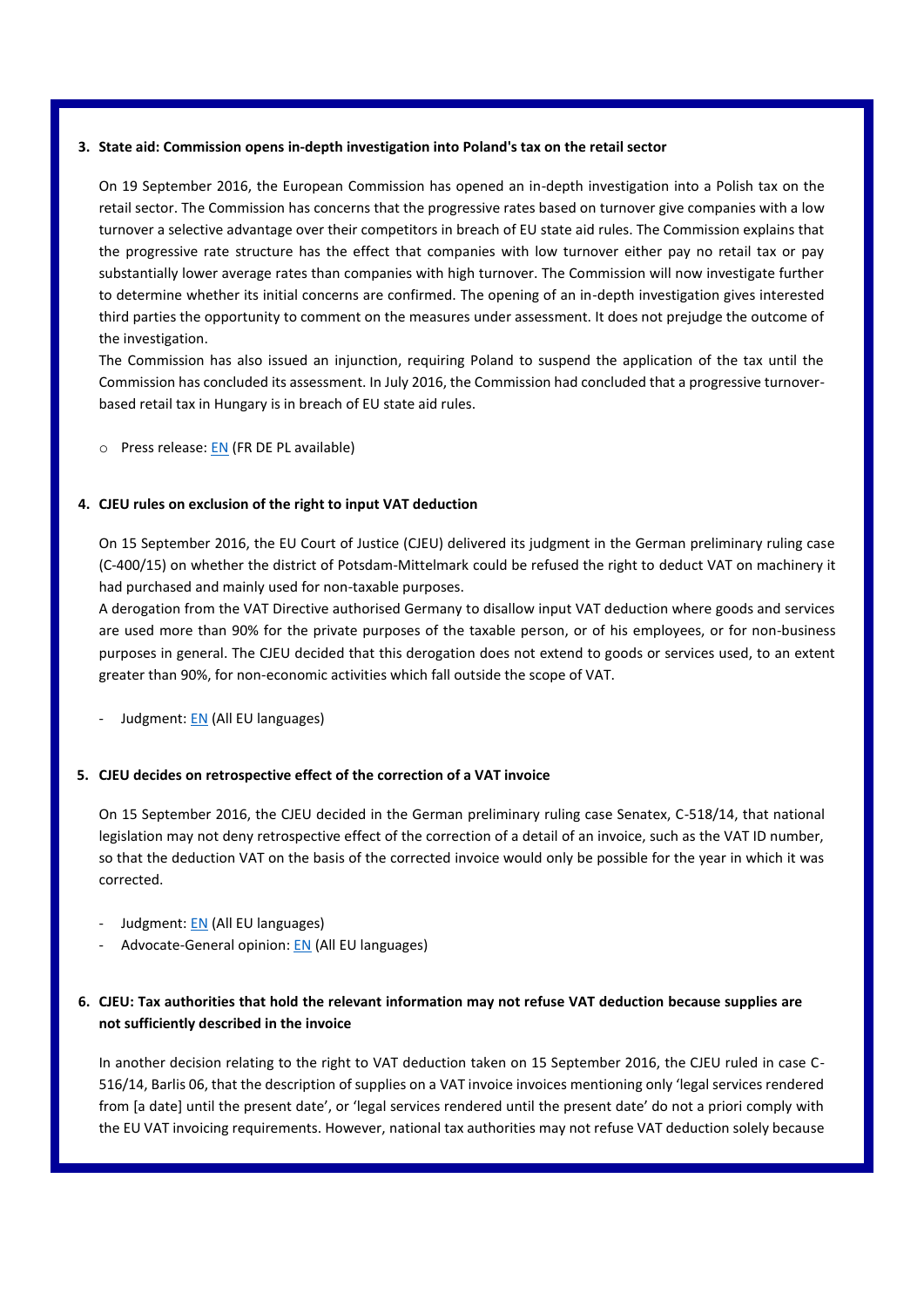**3. State aid: Commission opens in-depth investigation into Poland's tax on the retail sector**

On 19 September 2016, the European Commission has opened an in-depth investigation into a Polish tax on the retail sector. The Commission has concerns that the progressive rates based on turnover give companies with a low turnover a selective advantage over their competitors in breach of EU state aid rules. The Commission explains that the progressive rate structure has the effect that companies with low turnover either pay no retail tax or pay substantially lower average rates than companies with high turnover. The Commission will now investigate further to determine whether its initial concerns are confirmed. The opening of an in-depth investigation gives interested third parties the opportunity to comment on the measures under assessment. It does not prejudge the outcome of the investigation.

The Commission has also issued an injunction, requiring Poland to suspend the application of the tax until the Commission has concluded its assessment. In July 2016, the Commission had concluded that a progressive turnover-based retail tax in Hungary is in breach of EU state aid rules.

- Press release: EN (FR DE PL available)

**4. CJEU rules on exclusion of the right to input VAT deduction**

On 15 September 2016, the EU Court of Justice (CJEU) delivered its judgment in the German preliminary ruling case (C-400/15) on whether the district of Potsdam-Mittelmark could be refused the right to deduct VAT on machinery it had purchased and mainly used for non-taxable purposes.

A derogation from the VAT Directive authorised Germany to disallow input VAT deduction where goods and services are used more than 90% for the private purposes of the taxable person, or of his employees, or for non-business purposes in general. The CJEU decided that this derogation does not extend to goods or services used, to an extent greater than 90%, for non-economic activities which fall outside the scope of VAT.

- Judgment: EN (All EU languages)

**5. CJEU decides on retrospective effect of the correction of a VAT invoice**

On 15 September 2016, the CJEU decided in the German preliminary ruling case Senatex, C-518/14, that national legislation may not deny retrospective effect of the correction of a detail of an invoice, such as the VAT ID number, so that the deduction VAT on the basis of the corrected invoice would only be possible for the year in which it was corrected.

- Judgment: EN (All EU languages)
- Advocate-General opinion: EN (All EU languages)

**6. CJEU: Tax authorities that hold the relevant information may not refuse VAT deduction because supplies are not sufficiently described in the invoice**

In another decision relating to the right to VAT deduction taken on 15 September 2016, the CJEU ruled in case C-516/14, Barlis 06, that the description of supplies on a VAT invoice invoices mentioning only 'legal services rendered from [a date] until the present date', or 'legal services rendered until the present date' do not a priori comply with the EU VAT invoicing requirements. However, national tax authorities may not refuse VAT deduction solely because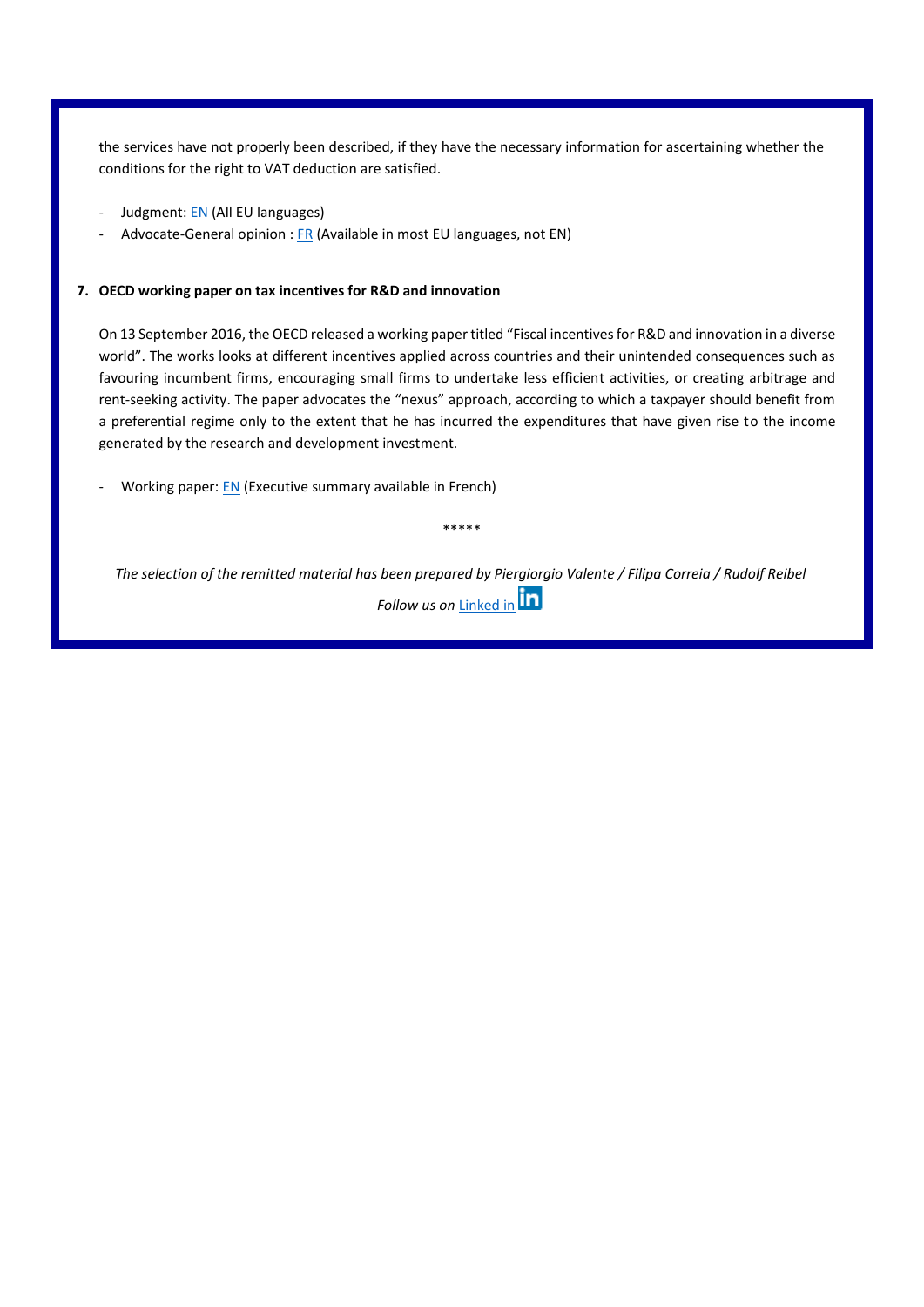the services have not properly been described, if they have the necessary information for ascertaining whether the conditions for the right to VAT deduction are satisfied.

- Judgment: EN (All EU languages)
- Advocate-General opinion : FR (Available in most EU languages, not EN)

**7. OECD working paper on tax incentives for R&D and innovation**

On 13 September 2016, the OECD released a working paper titled "Fiscal incentives for R&D and innovation in a diverse world". The works looks at different incentives applied across countries and their unintended consequences such as favouring incumbent firms, encouraging small firms to undertake less efficient activities, or creating arbitrage and rent-seeking activity. The paper advocates the "nexus" approach, according to which a taxpayer should benefit from a preferential regime only to the extent that he has incurred the expenditures that have given rise to the income generated by the research and development investment.

- Working paper: EN (Executive summary available in French)

*****

*The selection of the remitted material has been prepared by Piergiorgio Valente / Filipa Correia / Rudolf Reibel*

*Follow us on* Linked in